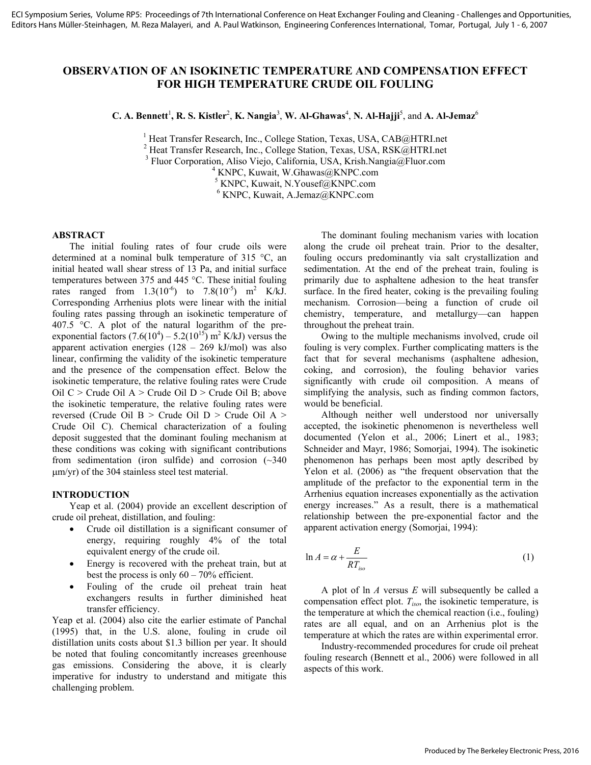# OBSERVATION OF AN ISOKINETIC TEMPERATURE AND COMPENSATION EFFECT FOR HIGH TEMPERATURE CRUDE OIL FOULING

**C. A. Bennett**[1], **R. S. Kistler**[2], **K. Nangia**[3], **W. Al-Ghawas**[4], **N. Al-Hajji**[5], and **A. Al-Jemaz**[6]

[1] Heat Transfer Research, Inc., College Station, Texas, USA, CAB@HTRI.net
[2] Heat Transfer Research, Inc., College Station, Texas, USA, RSK@HTRI.net
[3] Fluor Corporation, Aliso Viejo, California, USA, Krish.Nangia@Fluor.com
[4] KNPC, Kuwait, W.Ghawas@KNPC.com
[5] KNPC, Kuwait, N.Yousef@KNPC.com
[6] KNPC, Kuwait, A.Jemaz@KNPC.com

## ABSTRACT

The initial fouling rates of four crude oils were determined at a nominal bulk temperature of 315 °C, an initial heated wall shear stress of 13 Pa, and initial surface temperatures between 375 and 445 °C. These initial fouling rates ranged from $1.3(10^{-6})$ to $7.8(10^{-5})$ $m^2$ K/kJ. Corresponding Arrhenius plots were linear with the initial fouling rates passing through an isokinetic temperature of 407.5 °C. A plot of the natural logarithm of the pre-exponential factors ($7.6(10^4) - 5.2(10^{15})$) $m^2$ K/kJ) versus the apparent activation energies (128 – 269 kJ/mol) was also linear, confirming the validity of the isokinetic temperature and the presence of the compensation effect. Below the isokinetic temperature, the relative fouling rates were Crude Oil C > Crude Oil A > Crude Oil D > Crude Oil B; above the isokinetic temperature, the relative fouling rates were reversed (Crude Oil B > Crude Oil D > Crude Oil A > Crude Oil C). Chemical characterization of a fouling deposit suggested that the dominant fouling mechanism at these conditions was coking with significant contributions from sedimentation (iron sulfide) and corrosion (~340 μm/yr) of the 304 stainless steel test material.

## INTRODUCTION

Yeap et al. (2004) provide an excellent description of crude oil preheat, distillation, and fouling:

- Crude oil distillation is a significant consumer of energy, requiring roughly 4% of the total equivalent energy of the crude oil.
- Energy is recovered with the preheat train, but at best the process is only 60 – 70% efficient.
- Fouling of the crude oil preheat train heat exchangers results in further diminished heat transfer efficiency.

Yeap et al. (2004) also cite the earlier estimate of Panchal (1995) that, in the U.S. alone, fouling in crude oil distillation units costs about \$1.3 billion per year. It should be noted that fouling concomitantly increases greenhouse gas emissions. Considering the above, it is clearly imperative for industry to understand and mitigate this challenging problem.

The dominant fouling mechanism varies with location along the crude oil preheat train. Prior to the desalter, fouling occurs predominantly via salt crystallization and sedimentation. At the end of the preheat train, fouling is primarily due to asphaltene adhesion to the heat transfer surface. In the fired heater, coking is the prevailing fouling mechanism. Corrosion—being a function of crude oil chemistry, temperature, and metallurgy—can happen throughout the preheat train.

Owing to the multiple mechanisms involved, crude oil fouling is very complex. Further complicating matters is the fact that for several mechanisms (asphaltene adhesion, coking, and corrosion), the fouling behavior varies significantly with crude oil composition. A means of simplifying the analysis, such as finding common factors, would be beneficial.

Although neither well understood nor universally accepted, the isokinetic phenomenon is nevertheless well documented (Yelon et al., 2006; Linert et al., 1983; Schneider and Mayr, 1986; Somorjai, 1994). The isokinetic phenomenon has perhaps been most aptly described by Yelon et al. (2006) as "the frequent observation that the amplitude of the prefactor to the exponential term in the Arrhenius equation increases exponentially as the activation energy increases." As a result, there is a mathematical relationship between the pre-exponential factor and the apparent activation energy (Somorjai, 1994):

$$\ln A = \alpha + \frac{E}{RT_{iso}} \tag{1}$$

A plot of ln *A* versus *E* will subsequently be called a compensation effect plot. $T_{iso}$, the isokinetic temperature, is the temperature at which the chemical reaction (i.e., fouling) rates are all equal, and on an Arrhenius plot is the temperature at which the rates are within experimental error.

Industry-recommended procedures for crude oil preheat fouling research (Bennett et al., 2006) were followed in all aspects of this work.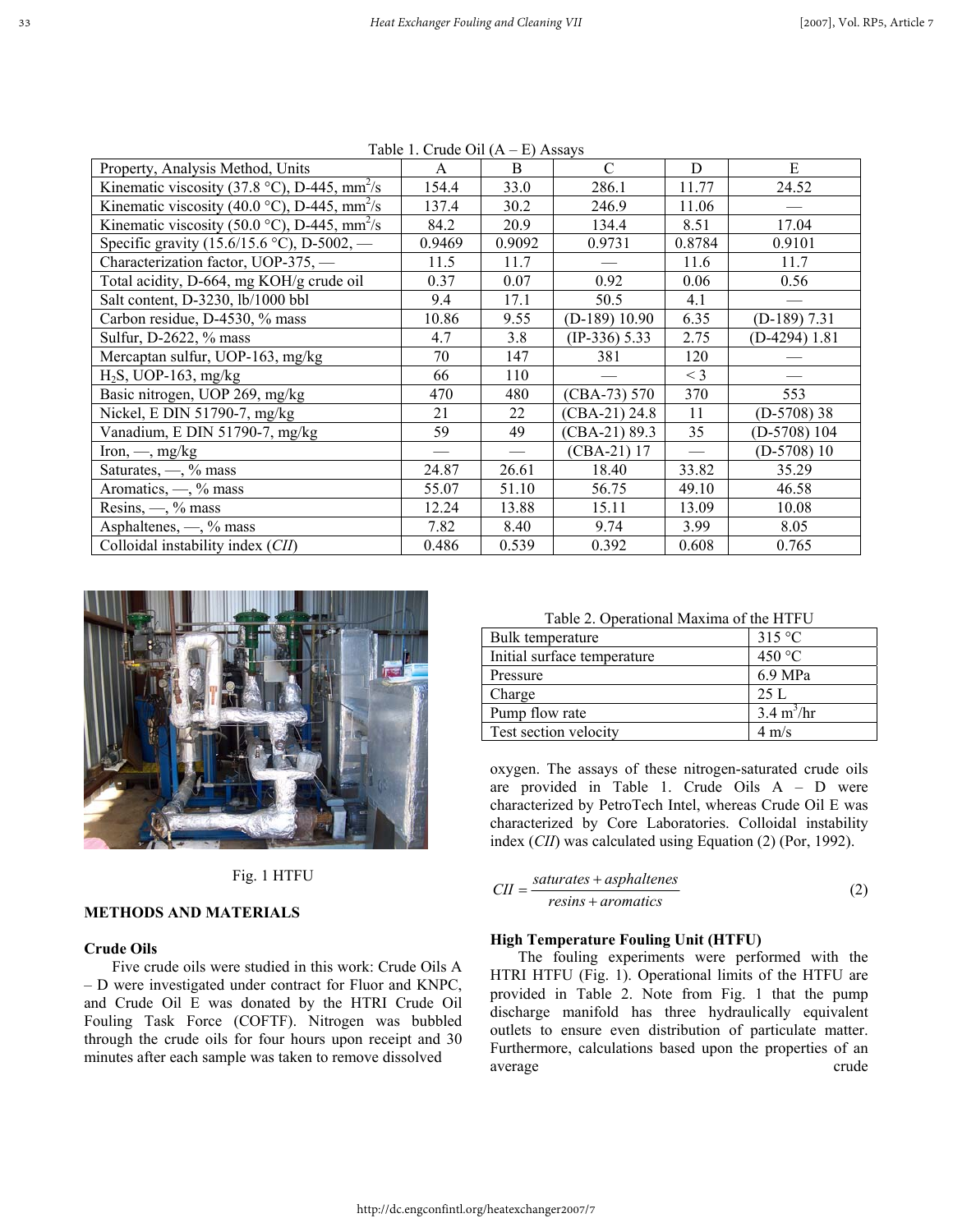Table 1. Crude Oil (A – E) Assays

| Property, Analysis Method, Units | A | B | C | D | E |
|---|---|---|---|---|---|
| Kinematic viscosity (37.8 °C), D-445, mm$^2$/s | 154.4 | 33.0 | 286.1 | 11.77 | 24.52 |
| Kinematic viscosity (40.0 °C), D-445, mm$^2$/s | 137.4 | 30.2 | 246.9 | 11.06 | — |
| Kinematic viscosity (50.0 °C), D-445, mm$^2$/s | 84.2 | 20.9 | 134.4 | 8.51 | 17.04 |
| Specific gravity (15.6/15.6 °C), D-5002, — | 0.9469 | 0.9092 | 0.9731 | 0.8784 | 0.9101 |
| Characterization factor, UOP-375, — | 11.5 | 11.7 | — | 11.6 | 11.7 |
| Total acidity, D-664, mg KOH/g crude oil | 0.37 | 0.07 | 0.92 | 0.06 | 0.56 |
| Salt content, D-3230, lb/1000 bbl | 9.4 | 17.1 | 50.5 | 4.1 | — |
| Carbon residue, D-4530, % mass | 10.86 | 9.55 | (D-189) 10.90 | 6.35 | (D-189) 7.31 |
| Sulfur, D-2622, % mass | 4.7 | 3.8 | (IP-336) 5.33 | 2.75 | (D-4294) 1.81 |
| Mercaptan sulfur, UOP-163, mg/kg | 70 | 147 | 381 | 120 | — |
| $H_2S$, UOP-163, mg/kg | 66 | 110 | — | < 3 | — |
| Basic nitrogen, UOP 269, mg/kg | 470 | 480 | (CBA-73) 570 | 370 | 553 |
| Nickel, E DIN 51790-7, mg/kg | 21 | 22 | (CBA-21) 24.8 | 11 | (D-5708) 38 |
| Vanadium, E DIN 51790-7, mg/kg | 59 | 49 | (CBA-21) 89.3 | 35 | (D-5708) 104 |
| Iron, —, mg/kg | — | — | (CBA-21) 17 | — | (D-5708) 10 |
| Saturates, —, % mass | 24.87 | 26.61 | 18.40 | 33.82 | 35.29 |
| Aromatics, —, % mass | 55.07 | 51.10 | 56.75 | 49.10 | 46.58 |
| Resins, —, % mass | 12.24 | 13.88 | 15.11 | 13.09 | 10.08 |
| Asphaltenes, —, % mass | 7.82 | 8.40 | 9.74 | 3.99 | 8.05 |
| Colloidal instability index (*CII*) | 0.486 | 0.539 | 0.392 | 0.608 | 0.765 |

Fig. 1 HTFU

## METHODS AND MATERIALS

### Crude Oils

Five crude oils were studied in this work: Crude Oils A – D were investigated under contract for Fluor and KNPC, and Crude Oil E was donated by the HTRI Crude Oil Fouling Task Force (COFTF). Nitrogen was bubbled through the crude oils for four hours upon receipt and 30 minutes after each sample was taken to remove dissolved oxygen. The assays of these nitrogen-saturated crude oils are provided in Table 1. Crude Oils A – D were characterized by PetroTech Intel, whereas Crude Oil E was characterized by Core Laboratories. Colloidal instability index (*CII*) was calculated using Equation (2) (Por, 1992).

Table 2. Operational Maxima of the HTFU

| | |
|---|---|
| Bulk temperature | 315 °C |
| Initial surface temperature | 450 °C |
| Pressure | 6.9 MPa |
| Charge | 25 L |
| Pump flow rate | 3.4 m$^3$/hr |
| Test section velocity | 4 m/s |

$$CII = \frac{saturates + asphaltenes}{resins + aromatics} \tag{2}$$

### High Temperature Fouling Unit (HTFU)

The fouling experiments were performed with the HTRI HTFU (Fig. 1). Operational limits of the HTFU are provided in Table 2. Note from Fig. 1 that the pump discharge manifold has three hydraulically equivalent outlets to ensure even distribution of particulate matter. Furthermore, calculations based upon the properties of an average crude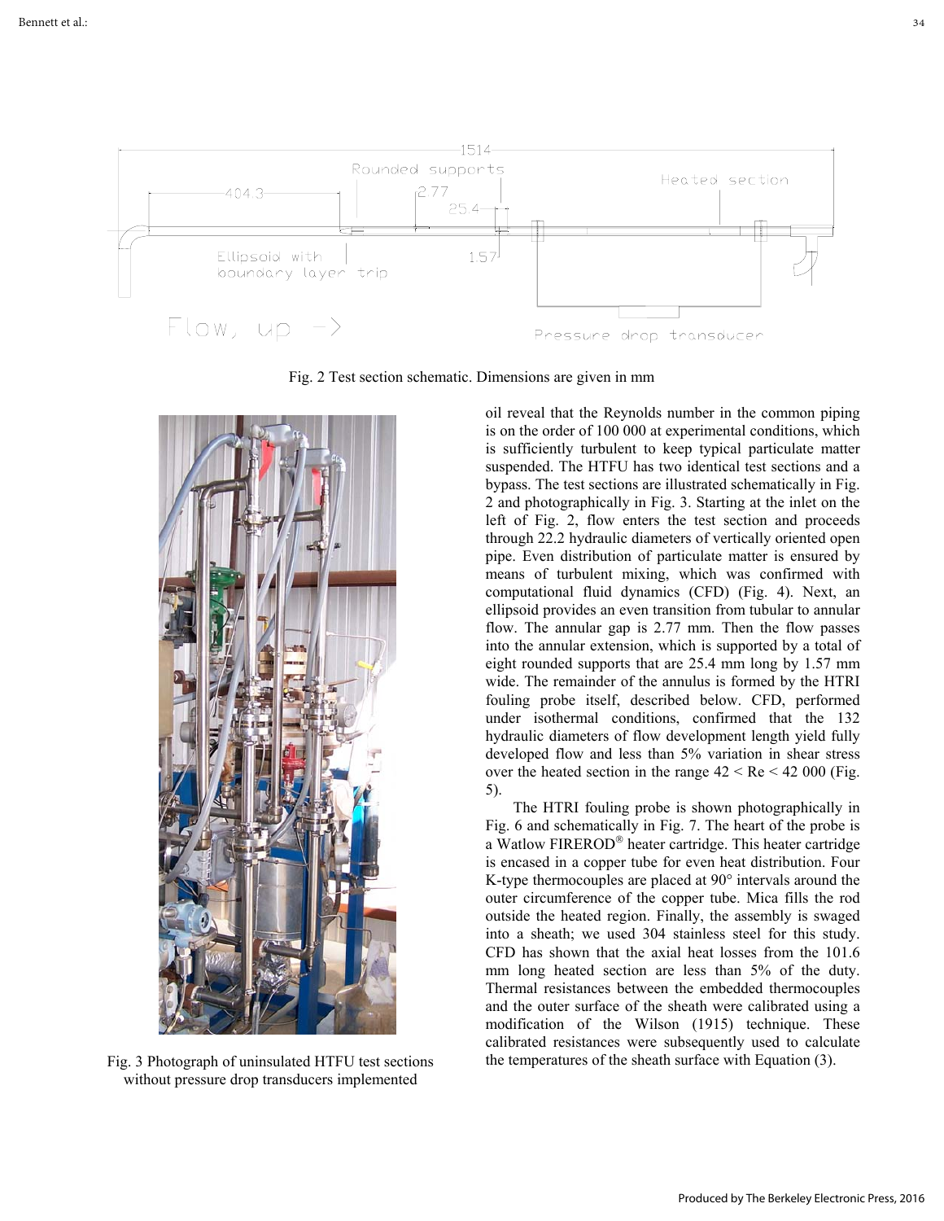Fig. 2 Test section schematic. Dimensions are given in mm

Fig. 3 Photograph of uninsulated HTFU test sections without pressure drop transducers implemented

oil reveal that the Reynolds number in the common piping is on the order of 100 000 at experimental conditions, which is sufficiently turbulent to keep typical particulate matter suspended. The HTFU has two identical test sections and a bypass. The test sections are illustrated schematically in Fig. 2 and photographically in Fig. 3. Starting at the inlet on the left of Fig. 2, flow enters the test section and proceeds through 22.2 hydraulic diameters of vertically oriented open pipe. Even distribution of particulate matter is ensured by means of turbulent mixing, which was confirmed with computational fluid dynamics (CFD) (Fig. 4). Next, an ellipsoid provides an even transition from tubular to annular flow. The annular gap is 2.77 mm. Then the flow passes into the annular extension, which is supported by a total of eight rounded supports that are 25.4 mm long by 1.57 mm wide. The remainder of the annulus is formed by the HTRI fouling probe itself, described below. CFD, performed under isothermal conditions, confirmed that the 132 hydraulic diameters of flow development length yield fully developed flow and less than 5% variation in shear stress over the heated section in the range $42 < Re < 42\,000$ (Fig. 5).

The HTRI fouling probe is shown photographically in Fig. 6 and schematically in Fig. 7. The heart of the probe is a Watlow FIREROD® heater cartridge. This heater cartridge is encased in a copper tube for even heat distribution. Four K-type thermocouples are placed at 90° intervals around the outer circumference of the copper tube. Mica fills the rod outside the heated region. Finally, the assembly is swaged into a sheath; we used 304 stainless steel for this study. CFD has shown that the axial heat losses from the 101.6 mm long heated section are less than 5% of the duty. Thermal resistances between the embedded thermocouples and the outer surface of the sheath were calibrated using a modification of the Wilson (1915) technique. These calibrated resistances were subsequently used to calculate the temperatures of the sheath surface with Equation (3).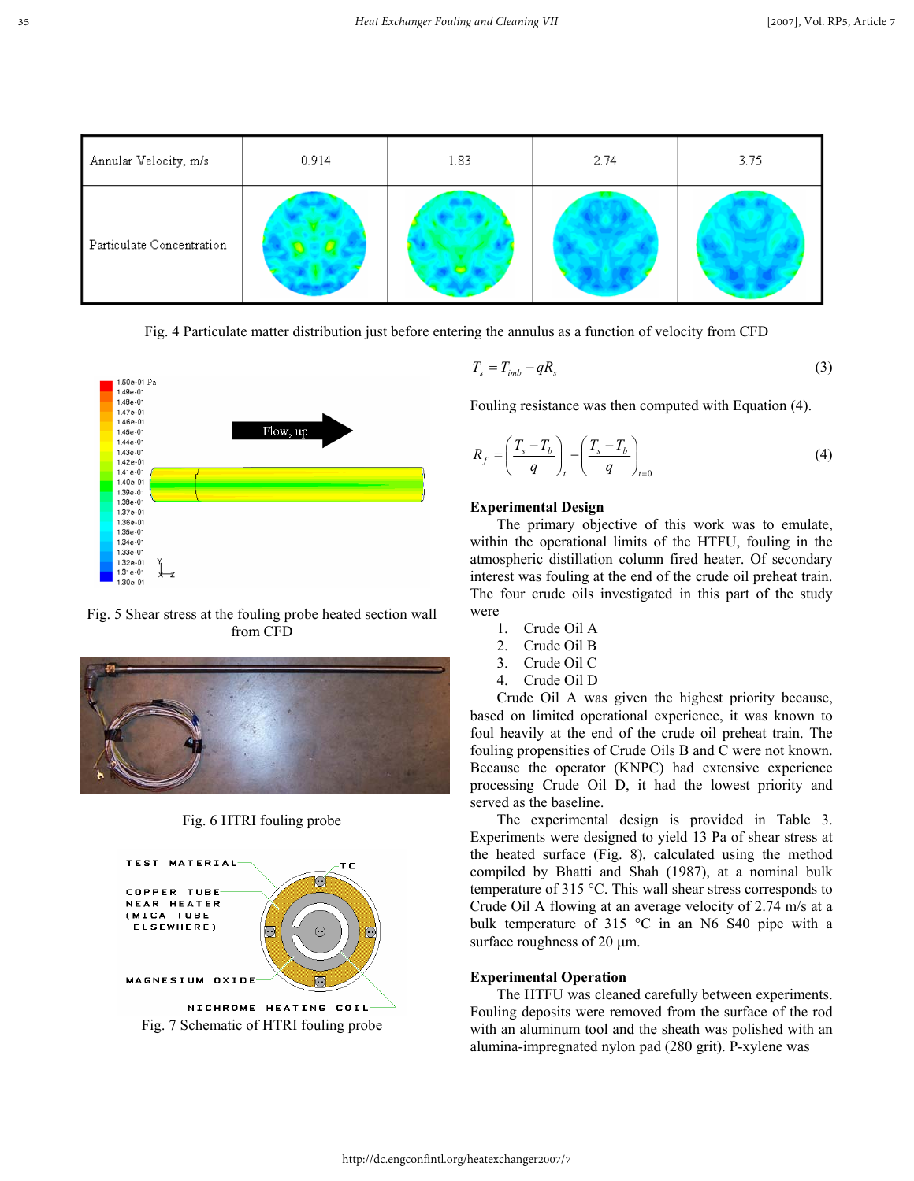| Annular Velocity, m/s | 0.914 | 1.83 | 2.74 | 3.75 |
|---|---|---|---|---|
| Particulate Concentration | | | | |

Fig. 4 Particulate matter distribution just before entering the annulus as a function of velocity from CFD

Fig. 5 Shear stress at the fouling probe heated section wall from CFD

Fig. 6 HTRI fouling probe

Fig. 7 Schematic of HTRI fouling probe

$$T_s = T_{imb} - qR_s \tag{3}$$

Fouling resistance was then computed with Equation (4).

$$R_f = \left(\frac{T_s - T_b}{q}\right)_t - \left(\frac{T_s - T_b}{q}\right)_{t=0} \tag{4}$$

### Experimental Design

The primary objective of this work was to emulate, within the operational limits of the HTFU, fouling in the atmospheric distillation column fired heater. Of secondary interest was fouling at the end of the crude oil preheat train. The four crude oils investigated in this part of the study were

1. Crude Oil A
2. Crude Oil B
3. Crude Oil C
4. Crude Oil D

Crude Oil A was given the highest priority because, based on limited operational experience, it was known to foul heavily at the end of the crude oil preheat train. The fouling propensities of Crude Oils B and C were not known. Because the operator (KNPC) had extensive experience processing Crude Oil D, it had the lowest priority and served as the baseline.

The experimental design is provided in Table 3. Experiments were designed to yield 13 Pa of shear stress at the heated surface (Fig. 8), calculated using the method compiled by Bhatti and Shah (1987), at a nominal bulk temperature of 315 °C. This wall shear stress corresponds to Crude Oil A flowing at an average velocity of 2.74 m/s at a bulk temperature of 315 °C in an N6 S40 pipe with a surface roughness of 20 µm.

### Experimental Operation

The HTFU was cleaned carefully between experiments. Fouling deposits were removed from the surface of the rod with an aluminum tool and the sheath was polished with an alumina-impregnated nylon pad (280 grit). P-xylene was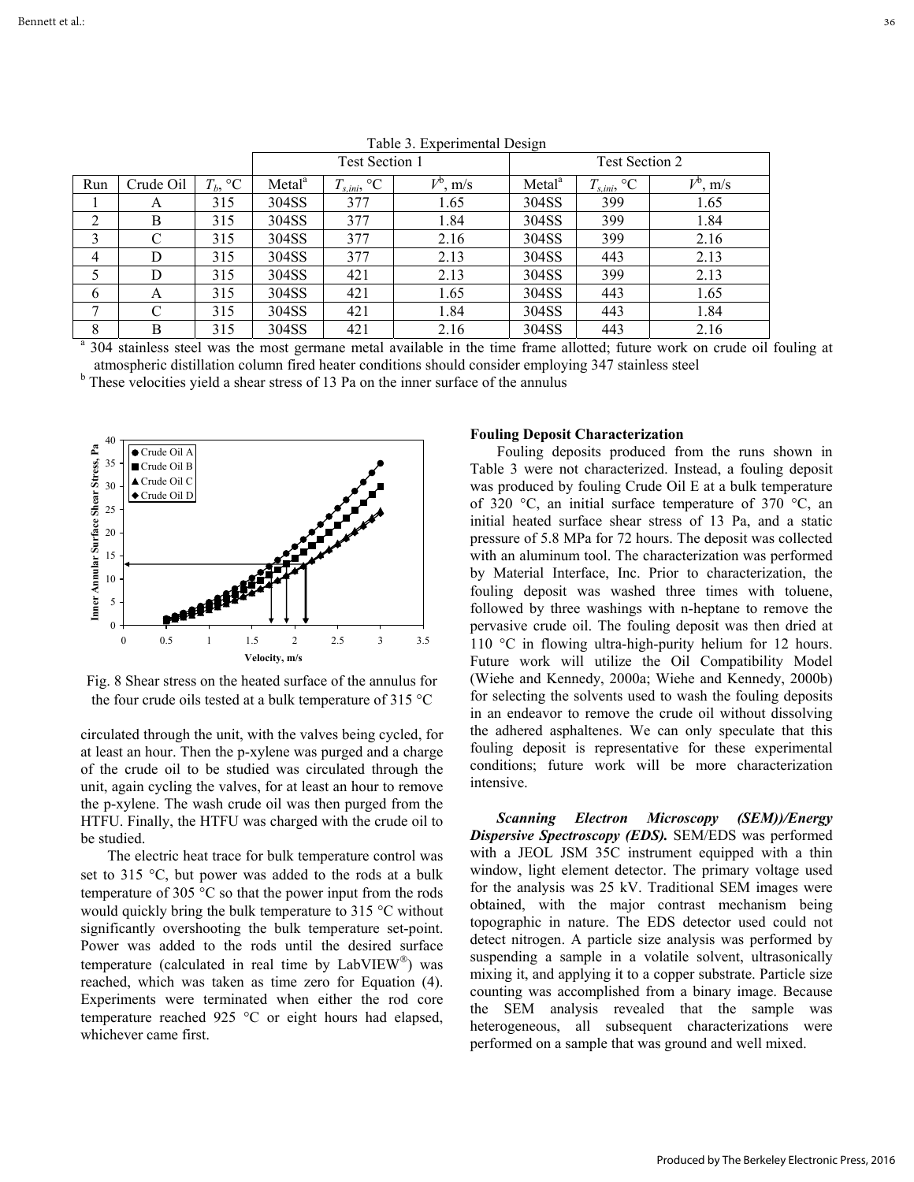Table 3. Experimental Design

| Run | Crude Oil | $T_b$, °C | Test Section 1 | | | Test Section 2 | | |
|---|---|---|---|---|---|---|---|---|
| | | | Metal[a] | $T_{s,ini}$, °C | $V^b$, m/s | Metal[a] | $T_{s,ini}$, °C | $V^b$, m/s |
| 1 | A | 315 | 304SS | 377 | 1.65 | 304SS | 399 | 1.65 |
| 2 | B | 315 | 304SS | 377 | 1.84 | 304SS | 399 | 1.84 |
| 3 | C | 315 | 304SS | 377 | 2.16 | 304SS | 399 | 2.16 |
| 4 | D | 315 | 304SS | 377 | 2.13 | 304SS | 443 | 2.13 |
| 5 | D | 315 | 304SS | 421 | 2.13 | 304SS | 399 | 2.13 |
| 6 | A | 315 | 304SS | 421 | 1.65 | 304SS | 443 | 1.65 |
| 7 | C | 315 | 304SS | 421 | 1.84 | 304SS | 443 | 1.84 |
| 8 | B | 315 | 304SS | 421 | 2.16 | 304SS | 443 | 2.16 |

[a] 304 stainless steel was the most germane metal available in the time frame allotted; future work on crude oil fouling at atmospheric distillation column fired heater conditions should consider employing 347 stainless steel

[b] These velocities yield a shear stress of 13 Pa on the inner surface of the annulus

Fig. 8 Shear stress on the heated surface of the annulus for the four crude oils tested at a bulk temperature of 315 °C

circulated through the unit, with the valves being cycled, for at least an hour. Then the p-xylene was purged and a charge of the crude oil to be studied was circulated through the unit, again cycling the valves, for at least an hour to remove the p-xylene. The wash crude oil was then purged from the HTFU. Finally, the HTFU was charged with the crude oil to be studied.

The electric heat trace for bulk temperature control was set to 315 °C, but power was added to the rods at a bulk temperature of 305 °C so that the power input from the rods would quickly bring the bulk temperature to 315 °C without significantly overshooting the bulk temperature set-point. Power was added to the rods until the desired surface temperature (calculated in real time by LabVIEW®) was reached, which was taken as time zero for Equation (4). Experiments were terminated when either the rod core temperature reached 925 °C or eight hours had elapsed, whichever came first.

**Fouling Deposit Characterization**

Fouling deposits produced from the runs shown in Table 3 were not characterized. Instead, a fouling deposit was produced by fouling Crude Oil E at a bulk temperature of 320 °C, an initial surface temperature of 370 °C, an initial heated surface shear stress of 13 Pa, and a static pressure of 5.8 MPa for 72 hours. The deposit was collected with an aluminum tool. The characterization was performed by Material Interface, Inc. Prior to characterization, the fouling deposit was washed three times with toluene, followed by three washings with n-heptane to remove the pervasive crude oil. The fouling deposit was then dried at 110 °C in flowing ultra-high-purity helium for 12 hours. Future work will utilize the Oil Compatibility Model (Wiehe and Kennedy, 2000a; Wiehe and Kennedy, 2000b) for selecting the solvents used to wash the fouling deposits in an endeavor to remove the crude oil without dissolving the adhered asphaltenes. We can only speculate that this fouling deposit is representative for these experimental conditions; future work will be more characterization intensive.

***Scanning Electron Microscopy (SEM))/Energy Dispersive Spectroscopy (EDS).*** SEM/EDS was performed with a JEOL JSM 35C instrument equipped with a thin window, light element detector. The primary voltage used for the analysis was 25 kV. Traditional SEM images were obtained, with the major contrast mechanism being topographic in nature. The EDS detector used could not detect nitrogen. A particle size analysis was performed by suspending a sample in a volatile solvent, ultrasonically mixing it, and applying it to a copper substrate. Particle size counting was accomplished from a binary image. Because the SEM analysis revealed that the sample was heterogeneous, all subsequent characterizations were performed on a sample that was ground and well mixed.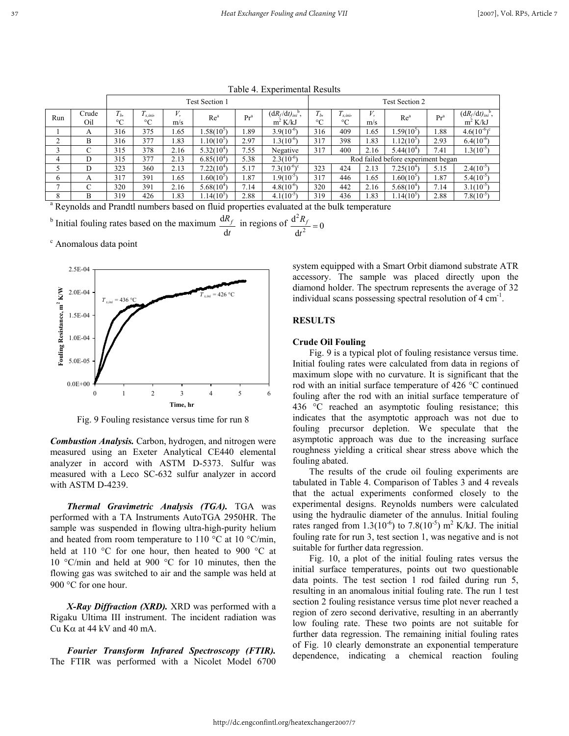Table 4. Experimental Results

| | | Test Section 1 | | | | | | Test Section 2 | | | | | |
|---|---|---|---|---|---|---|---|---|---|---|---|---|---|
| Run | Crude Oil | $T_b$, °C | $T_{s,ini}$, °C | $V$, m/s | Re[a] | Pr[a] | $(dR_f/dt)_{ini}$[b], m$^2$ K/kJ | $T_b$, °C | $T_{s,ini}$, °C | $V$, m/s | Re[a] | Pr[a] | $(dR_f/dt)_{ini}$[b], m$^2$ K/kJ |
| 1 | A | 316 | 375 | 1.65 | $1.58(10^5)$ | 1.89 | $3.9(10^{-6})$ | 316 | 409 | 1.65 | $1.59(10^5)$ | 1.88 | $4.6(10^{-6})$[c] |
| 2 | B | 316 | 377 | 1.83 | $1.10(10^5)$ | 2.97 | $1.3(10^{-6})$ | 317 | 398 | 1.83 | $1.12(10^5)$ | 2.93 | $6.4(10^{-6})$ |
| 3 | C | 315 | 378 | 2.16 | $5.32(10^4)$ | 7.55 | Negative | 317 | 400 | 2.16 | $5.44(10^4)$ | 7.41 | $1.3(10^{-5})$ |
| 4 | D | 315 | 377 | 2.13 | $6.85(10^4)$ | 5.38 | $2.3(10^{-6})$ | Rod failed before experiment began | | | | | |
| 5 | D | 323 | 360 | 2.13 | $7.22(10^4)$ | 5.17 | $7.3(10^{-6})$[c] | 323 | 424 | 2.13 | $7.25(10^4)$ | 5.15 | $2.4(10^{-5})$ |
| 6 | A | 317 | 391 | 1.65 | $1.60(10^5)$ | 1.87 | $1.9(10^{-5})$ | 317 | 446 | 1.65 | $1.60(10^5)$ | 1.87 | $5.4(10^{-5})$ |
| 7 | C | 320 | 391 | 2.16 | $5.68(10^4)$ | 7.14 | $4.8(10^{-6})$ | 320 | 442 | 2.16 | $5.68(10^4)$ | 7.14 | $3.1(10^{-5})$ |
| 8 | B | 319 | 426 | 1.83 | $1.14(10^5)$ | 2.88 | $4.1(10^{-5})$ | 319 | 436 | 1.83 | $1.14(10^5)$ | 2.88 | $7.8(10^{-5})$ |

[a] Reynolds and Prandtl numbers based on fluid properties evaluated at the bulk temperature

[b] Initial fouling rates based on the maximum $\frac{dR_f}{dt}$ in regions of $\frac{d^2R_f}{dt^2} = 0$

[c] Anomalous data point

Fig. 9 Fouling resistance versus time for run 8

***Combustion Analysis.*** Carbon, hydrogen, and nitrogen were measured using an Exeter Analytical CE440 elemental analyzer in accord with ASTM D-5373. Sulfur was measured with a Leco SC-632 sulfur analyzer in accord with ASTM D-4239.

***Thermal Gravimetric Analysis (TGA).*** TGA was performed with a TA Instruments AutoTGA 2950HR. The sample was suspended in flowing ultra-high-purity helium and heated from room temperature to 110 °C at 10 °C/min, held at 110 °C for one hour, then heated to 900 °C at 10 °C/min and held at 900 °C for 10 minutes, then the flowing gas was switched to air and the sample was held at 900 °C for one hour.

***X-Ray Diffraction (XRD).*** XRD was performed with a Rigaku Ultima III instrument. The incident radiation was Cu K$\alpha$ at 44 kV and 40 mA.

***Fourier Transform Infrared Spectroscopy (FTIR).*** The FTIR was performed with a Nicolet Model 6700 system equipped with a Smart Orbit diamond substrate ATR accessory. The sample was placed directly upon the diamond holder. The spectrum represents the average of 32 individual scans possessing spectral resolution of 4 cm$^{-1}$.

## RESULTS

### Crude Oil Fouling

Fig. 9 is a typical plot of fouling resistance versus time. Initial fouling rates were calculated from data in regions of maximum slope with no curvature. It is significant that the rod with an initial surface temperature of 426 °C continued fouling after the rod with an initial surface temperature of 436 °C reached an asymptotic fouling resistance; this indicates that the asymptotic approach was not due to fouling precursor depletion. We speculate that the asymptotic approach was due to the increasing surface roughness yielding a critical shear stress above which the fouling abated.

The results of the crude oil fouling experiments are tabulated in Table 4. Comparison of Tables 3 and 4 reveals that the actual experiments conformed closely to the experimental designs. Reynolds numbers were calculated using the hydraulic diameter of the annulus. Initial fouling rates ranged from $1.3(10^{-6})$ to $7.8(10^{-5})$ m$^2$ K/kJ. The initial fouling rate for run 3, test section 1, was negative and is not suitable for further data regression.

Fig. 10, a plot of the initial fouling rates versus the initial surface temperatures, points out two questionable data points. The test section 1 rod failed during run 5, resulting in an anomalous initial fouling rate. The run 1 test section 2 fouling resistance versus time plot never reached a region of zero second derivative, resulting in an aberrantly low fouling rate. These two points are not suitable for further data regression. The remaining initial fouling rates of Fig. 10 clearly demonstrate an exponential temperature dependence, indicating a chemical reaction fouling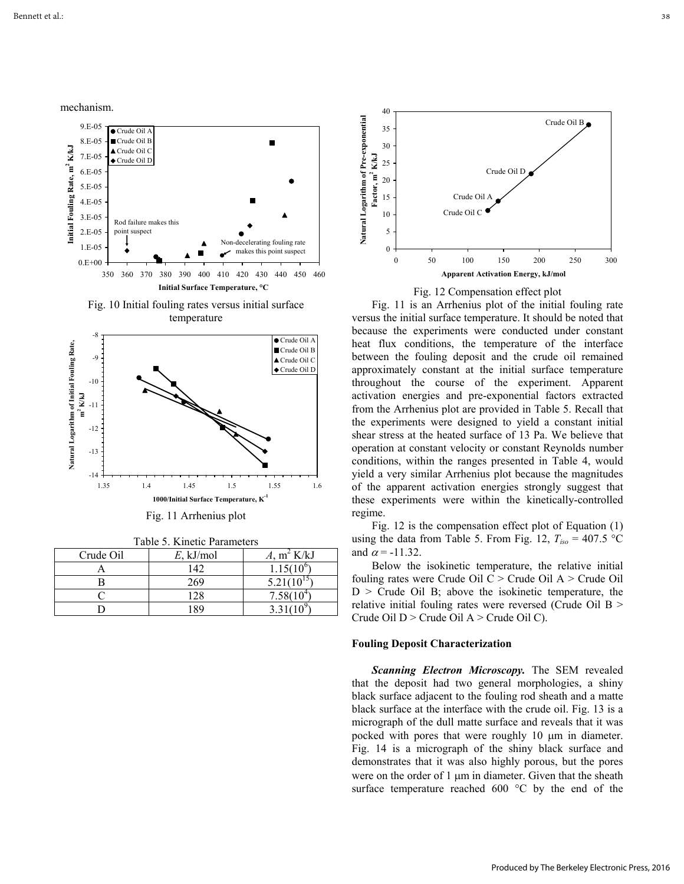mechanism.

Fig. 10 Initial fouling rates versus initial surface temperature

Fig. 11 Arrhenius plot

Table 5. Kinetic Parameters

| Crude Oil | $E$, kJ/mol | $A$, m$^2$ K/kJ |
|---|---|---|
| A | 142 | $1.15(10^6)$ |
| B | 269 | $5.21(10^{15})$ |
| C | 128 | $7.58(10^4)$ |
| D | 189 | $3.31(10^9)$ |

Fig. 12 Compensation effect plot

Fig. 11 is an Arrhenius plot of the initial fouling rate versus the initial surface temperature. It should be noted that because the experiments were conducted under constant heat flux conditions, the temperature of the interface between the fouling deposit and the crude oil remained approximately constant at the initial surface temperature throughout the course of the experiment. Apparent activation energies and pre-exponential factors extracted from the Arrhenius plot are provided in Table 5. Recall that the experiments were designed to yield a constant initial shear stress at the heated surface of 13 Pa. We believe that operation at constant velocity or constant Reynolds number conditions, within the ranges presented in Table 4, would yield a very similar Arrhenius plot because the magnitudes of the apparent activation energies strongly suggest that these experiments were within the kinetically-controlled regime.

Fig. 12 is the compensation effect plot of Equation (1) using the data from Table 5. From Fig. 12, $T_{iso}$ = 407.5 °C and $\alpha$ = -11.32.

Below the isokinetic temperature, the relative initial fouling rates were Crude Oil C > Crude Oil A > Crude Oil D > Crude Oil B; above the isokinetic temperature, the relative initial fouling rates were reversed (Crude Oil B > Crude Oil D > Crude Oil A > Crude Oil C).

## Fouling Deposit Characterization

***Scanning Electron Microscopy.*** The SEM revealed that the deposit had two general morphologies, a shiny black surface adjacent to the fouling rod sheath and a matte black surface at the interface with the crude oil. Fig. 13 is a micrograph of the dull matte surface and reveals that it was pocked with pores that were roughly 10 μm in diameter. Fig. 14 is a micrograph of the shiny black surface and demonstrates that it was also highly porous, but the pores were on the order of 1 μm in diameter. Given that the sheath surface temperature reached 600 °C by the end of the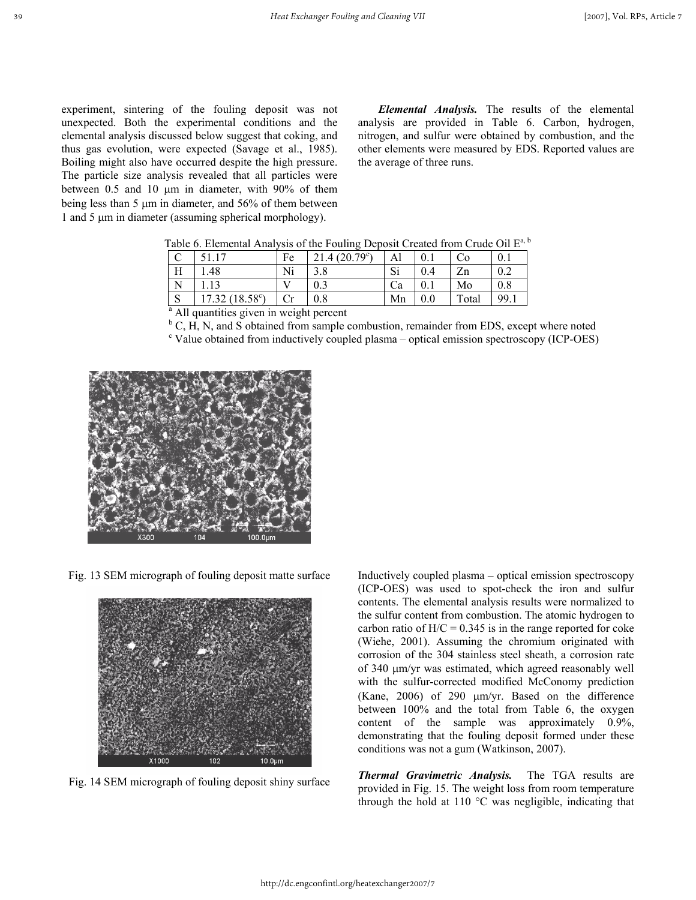experiment, sintering of the fouling deposit was not unexpected. Both the experimental conditions and the elemental analysis discussed below suggest that coking, and thus gas evolution, were expected (Savage et al., 1985). Boiling might also have occurred despite the high pressure. The particle size analysis revealed that all particles were between 0.5 and 10 μm in diameter, with 90% of them being less than 5 μm in diameter, and 56% of them between 1 and 5 μm in diameter (assuming spherical morphology).

***Elemental Analysis.*** The results of the elemental analysis are provided in Table 6. Carbon, hydrogen, nitrogen, and sulfur were obtained by combustion, and the other elements were measured by EDS. Reported values are the average of three runs.

Table 6. Elemental Analysis of the Fouling Deposit Created from Crude Oil E[a, b]

| C | 51.17 | Fe | 21.4 (20.79[c]) | Al | 0.1 | Co | 0.1 |
|---|---|---|---|---|---|---|---|
| H | 1.48 | Ni | 3.8 | Si | 0.4 | Zn | 0.2 |
| N | 1.13 | V | 0.3 | Ca | 0.1 | Mo | 0.8 |
| S | 17.32 (18.58[c]) | Cr | 0.8 | Mn | 0.0 | Total | 99.1 |

[a] All quantities given in weight percent

[b] C, H, N, and S obtained from sample combustion, remainder from EDS, except where noted

[c] Value obtained from inductively coupled plasma – optical emission spectroscopy (ICP-OES)

Fig. 13 SEM micrograph of fouling deposit matte surface

Fig. 14 SEM micrograph of fouling deposit shiny surface

Inductively coupled plasma – optical emission spectroscopy (ICP-OES) was used to spot-check the iron and sulfur contents. The elemental analysis results were normalized to the sulfur content from combustion. The atomic hydrogen to carbon ratio of $H/C = 0.345$ is in the range reported for coke (Wiehe, 2001). Assuming the chromium originated with corrosion of the 304 stainless steel sheath, a corrosion rate of 340 μm/yr was estimated, which agreed reasonably well with the sulfur-corrected modified McConomy prediction (Kane, 2006) of 290 μm/yr. Based on the difference between 100% and the total from Table 6, the oxygen content of the sample was approximately 0.9%, demonstrating that the fouling deposit formed under these conditions was not a gum (Watkinson, 2007).

***Thermal Gravimetric Analysis.*** The TGA results are provided in Fig. 15. The weight loss from room temperature through the hold at 110 °C was negligible, indicating that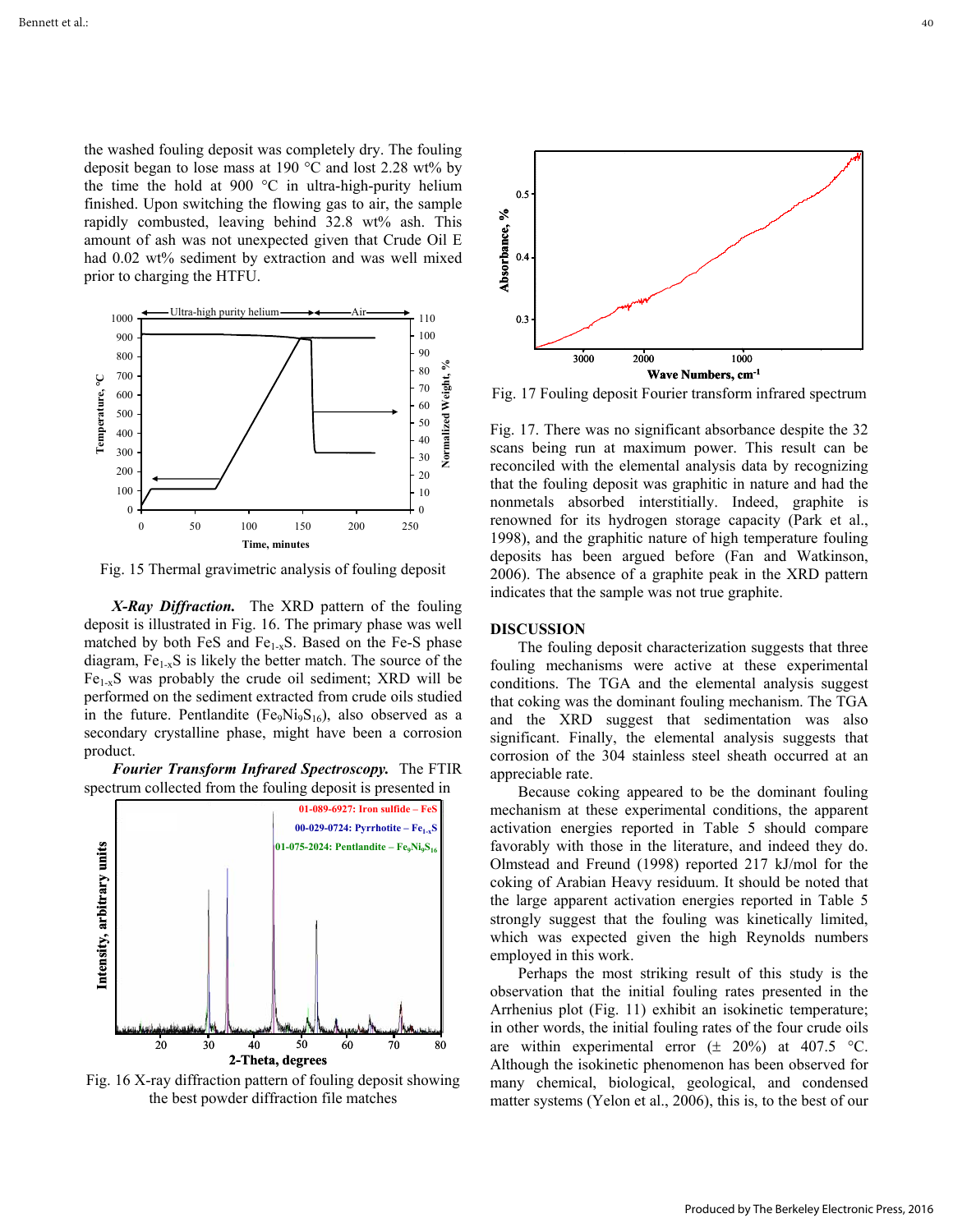the washed fouling deposit was completely dry. The fouling deposit began to lose mass at 190 °C and lost 2.28 wt% by the time the hold at 900 °C in ultra-high-purity helium finished. Upon switching the flowing gas to air, the sample rapidly combusted, leaving behind 32.8 wt% ash. This amount of ash was not unexpected given that Crude Oil E had 0.02 wt% sediment by extraction and was well mixed prior to charging the HTFU.

Fig. 15 Thermal gravimetric analysis of fouling deposit

***X-Ray Diffraction.*** The XRD pattern of the fouling deposit is illustrated in Fig. 16. The primary phase was well matched by both FeS and $Fe_{1-x}S$. Based on the Fe-S phase diagram, $Fe_{1-x}S$ is likely the better match. The source of the $Fe_{1-x}S$ was probably the crude oil sediment; XRD will be performed on the sediment extracted from crude oils studied in the future. Pentlandite ($Fe_9Ni_9S_{16}$), also observed as a secondary crystalline phase, might have been a corrosion product.

***Fourier Transform Infrared Spectroscopy.*** The FTIR spectrum collected from the fouling deposit is presented in Fig. 17. There was no significant absorbance despite the 32 scans being run at maximum power. This result can be reconciled with the elemental analysis data by recognizing that the fouling deposit was graphitic in nature and had the nonmetals absorbed interstitially. Indeed, graphite is renowned for its hydrogen storage capacity (Park et al., 1998), and the graphitic nature of high temperature fouling deposits has been argued before (Fan and Watkinson, 2006). The absence of a graphite peak in the XRD pattern indicates that the sample was not true graphite.

Fig. 16 X-ray diffraction pattern of fouling deposit showing the best powder diffraction file matches

Fig. 17 Fouling deposit Fourier transform infrared spectrum

## DISCUSSION

The fouling deposit characterization suggests that three fouling mechanisms were active at these experimental conditions. The TGA and the elemental analysis suggest that coking was the dominant fouling mechanism. The TGA and the XRD suggest that sedimentation was also significant. Finally, the elemental analysis suggests that corrosion of the 304 stainless steel sheath occurred at an appreciable rate.

Because coking appeared to be the dominant fouling mechanism at these experimental conditions, the apparent activation energies reported in Table 5 should compare favorably with those in the literature, and indeed they do. Olmstead and Freund (1998) reported 217 kJ/mol for the coking of Arabian Heavy residuum. It should be noted that the large apparent activation energies reported in Table 5 strongly suggest that the fouling was kinetically limited, which was expected given the high Reynolds numbers employed in this work.

Perhaps the most striking result of this study is the observation that the initial fouling rates presented in the Arrhenius plot (Fig. 11) exhibit an isokinetic temperature; in other words, the initial fouling rates of the four crude oils are within experimental error (± 20%) at 407.5 °C. Although the isokinetic phenomenon has been observed for many chemical, biological, geological, and condensed matter systems (Yelon et al., 2006), this is, to the best of our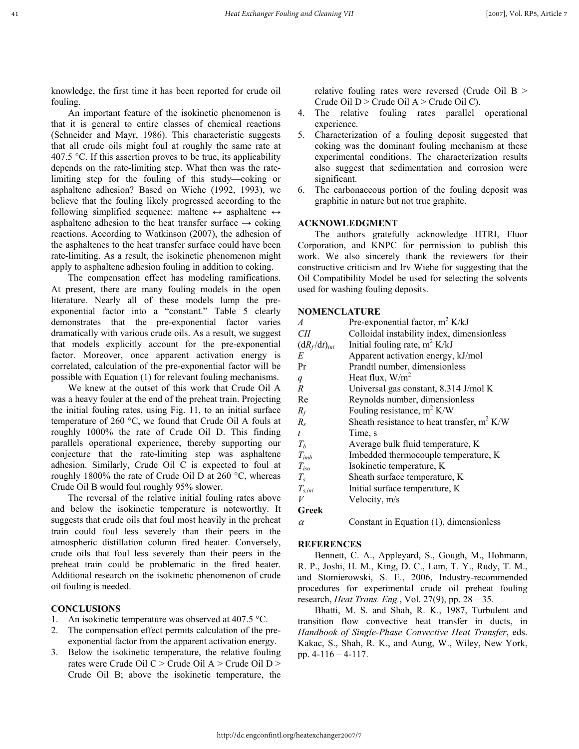knowledge, the first time it has been reported for crude oil fouling.

An important feature of the isokinetic phenomenon is that it is general to entire classes of chemical reactions (Schneider and Mayr, 1986). This characteristic suggests that all crude oils might foul at roughly the same rate at 407.5 °C. If this assertion proves to be true, its applicability depends on the rate-limiting step. What then was the rate-limiting step for the fouling of this study—coking or asphaltene adhesion? Based on Wiehe (1992, 1993), we believe that the fouling likely progressed according to the following simplified sequence: maltene ↔ asphaltene ↔ asphaltene adhesion to the heat transfer surface → coking reactions. According to Watkinson (2007), the adhesion of the asphaltenes to the heat transfer surface could have been rate-limiting. As a result, the isokinetic phenomenon might apply to asphaltene adhesion fouling in addition to coking.

The compensation effect has modeling ramifications. At present, there are many fouling models in the open literature. Nearly all of these models lump the pre-exponential factor into a "constant." Table 5 clearly demonstrates that the pre-exponential factor varies dramatically with various crude oils. As a result, we suggest that models explicitly account for the pre-exponential factor. Moreover, once apparent activation energy is correlated, calculation of the pre-exponential factor will be possible with Equation (1) for relevant fouling mechanisms.

We knew at the outset of this work that Crude Oil A was a heavy fouler at the end of the preheat train. Projecting the initial fouling rates, using Fig. 11, to an initial surface temperature of 260 °C, we found that Crude Oil A fouls at roughly 1000% the rate of Crude Oil D. This finding parallels operational experience, thereby supporting our conjecture that the rate-limiting step was asphaltene adhesion. Similarly, Crude Oil C is expected to foul at roughly 1800% the rate of Crude Oil D at 260 °C, whereas Crude Oil B would foul roughly 95% slower.

The reversal of the relative initial fouling rates above and below the isokinetic temperature is noteworthy. It suggests that crude oils that foul most heavily in the preheat train could foul less severely than their peers in the atmospheric distillation column fired heater. Conversely, crude oils that foul less severely than their peers in the preheat train could be problematic in the fired heater. Additional research on the isokinetic phenomenon of crude oil fouling is needed.

## CONCLUSIONS

1. An isokinetic temperature was observed at 407.5 °C.
2. The compensation effect permits calculation of the pre-exponential factor from the apparent activation energy.
3. Below the isokinetic temperature, the relative fouling rates were Crude Oil C > Crude Oil A > Crude Oil D > Crude Oil B; above the isokinetic temperature, the relative fouling rates were reversed (Crude Oil B > Crude Oil D > Crude Oil A > Crude Oil C).
4. The relative fouling rates parallel operational experience.
5. Characterization of a fouling deposit suggested that coking was the dominant fouling mechanism at these experimental conditions. The characterization results also suggest that sedimentation and corrosion were significant.
6. The carbonaceous portion of the fouling deposit was graphitic in nature but not true graphite.

## ACKNOWLEDGMENT

The authors gratefully acknowledge HTRI, Fluor Corporation, and KNPC for permission to publish this work. We also sincerely thank the reviewers for their constructive criticism and Irv Wiehe for suggesting that the Oil Compatibility Model be used for selecting the solvents used for washing fouling deposits.

## NOMENCLATURE

| | |
|---|---|
| $A$ | Pre-exponential factor, m$^2$ K/kJ |
| $CII$ | Colloidal instability index, dimensionless |
| $(\mathrm{d}R_f/\mathrm{d}t)_{ini}$ | Initial fouling rate, m$^2$ K/kJ |
| $E$ | Apparent activation energy, kJ/mol |
| Pr | Prandtl number, dimensionless |
| $q$ | Heat flux, W/m$^2$ |
| $R$ | Universal gas constant, 8.314 J/mol K |
| Re | Reynolds number, dimensionless |
| $R_f$ | Fouling resistance, m$^2$ K/W |
| $R_s$ | Sheath resistance to heat transfer, m$^2$ K/W |
| $t$ | Time, s |
| $T_b$ | Average bulk fluid temperature, K |
| $T_{imb}$ | Imbedded thermocouple temperature, K |
| $T_{iso}$ | Isokinetic temperature, K |
| $T_s$ | Sheath surface temperature, K |
| $T_{s,ini}$ | Initial surface temperature, K |
| $V$ | Velocity, m/s |
| **Greek** | |
| $\alpha$ | Constant in Equation (1), dimensionless |

## REFERENCES

Bennett, C. A., Appleyard, S., Gough, M., Hohmann, R. P., Joshi, H. M., King, D. C., Lam, T. Y., Rudy, T. M., and Stomierowski, S. E., 2006, Industry-recommended procedures for experimental crude oil preheat fouling research, *Heat Trans. Eng.*, Vol. 27(9), pp. 28 – 35.

Bhatti, M. S. and Shah, R. K., 1987, Turbulent and transition flow convective heat transfer in ducts, in *Handbook of Single-Phase Convective Heat Transfer*, eds. Kakac, S., Shah, R. K., and Aung, W., Wiley, New York, pp. 4-116 – 4-117.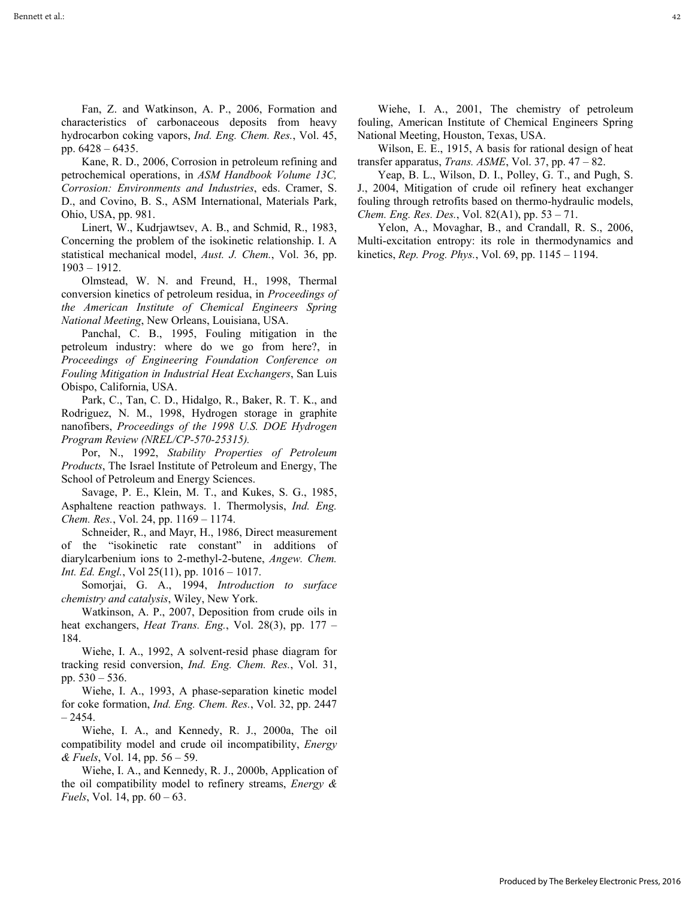Fan, Z. and Watkinson, A. P., 2006, Formation and characteristics of carbonaceous deposits from heavy hydrocarbon coking vapors, *Ind. Eng. Chem. Res.*, Vol. 45, pp. 6428 – 6435.

Kane, R. D., 2006, Corrosion in petroleum refining and petrochemical operations, in *ASM Handbook Volume 13C, Corrosion: Environments and Industries*, eds. Cramer, S. D., and Covino, B. S., ASM International, Materials Park, Ohio, USA, pp. 981.

Linert, W., Kudrjawtsev, A. B., and Schmid, R., 1983, Concerning the problem of the isokinetic relationship. I. A statistical mechanical model, *Aust. J. Chem.*, Vol. 36, pp. 1903 – 1912.

Olmstead, W. N. and Freund, H., 1998, Thermal conversion kinetics of petroleum residua, in *Proceedings of the American Institute of Chemical Engineers Spring National Meeting*, New Orleans, Louisiana, USA.

Panchal, C. B., 1995, Fouling mitigation in the petroleum industry: where do we go from here?, in *Proceedings of Engineering Foundation Conference on Fouling Mitigation in Industrial Heat Exchangers*, San Luis Obispo, California, USA.

Park, C., Tan, C. D., Hidalgo, R., Baker, R. T. K., and Rodriguez, N. M., 1998, Hydrogen storage in graphite nanofibers, *Proceedings of the 1998 U.S. DOE Hydrogen Program Review (NREL/CP-570-25315).*

Por, N., 1992, *Stability Properties of Petroleum Products*, The Israel Institute of Petroleum and Energy, The School of Petroleum and Energy Sciences.

Savage, P. E., Klein, M. T., and Kukes, S. G., 1985, Asphaltene reaction pathways. 1. Thermolysis, *Ind. Eng. Chem. Res.*, Vol. 24, pp. 1169 – 1174.

Schneider, R., and Mayr, H., 1986, Direct measurement of the "isokinetic rate constant" in additions of diarylcarbenium ions to 2-methyl-2-butene, *Angew. Chem. Int. Ed. Engl.*, Vol 25(11), pp. 1016 – 1017.

Somorjai, G. A., 1994, *Introduction to surface chemistry and catalysis*, Wiley, New York.

Watkinson, A. P., 2007, Deposition from crude oils in heat exchangers, *Heat Trans. Eng.*, Vol. 28(3), pp. 177 – 184.

Wiehe, I. A., 1992, A solvent-resid phase diagram for tracking resid conversion, *Ind. Eng. Chem. Res.*, Vol. 31, pp. 530 – 536.

Wiehe, I. A., 1993, A phase-separation kinetic model for coke formation, *Ind. Eng. Chem. Res.*, Vol. 32, pp. 2447 – 2454.

Wiehe, I. A., and Kennedy, R. J., 2000a, The oil compatibility model and crude oil incompatibility, *Energy & Fuels*, Vol. 14, pp. 56 – 59.

Wiehe, I. A., and Kennedy, R. J., 2000b, Application of the oil compatibility model to refinery streams, *Energy & Fuels*, Vol. 14, pp. 60 – 63.

Wiehe, I. A., 2001, The chemistry of petroleum fouling, American Institute of Chemical Engineers Spring National Meeting, Houston, Texas, USA.

Wilson, E. E., 1915, A basis for rational design of heat transfer apparatus, *Trans. ASME*, Vol. 37, pp. 47 – 82.

Yeap, B. L., Wilson, D. I., Polley, G. T., and Pugh, S. J., 2004, Mitigation of crude oil refinery heat exchanger fouling through retrofits based on thermo-hydraulic models, *Chem. Eng. Res. Des.*, Vol. 82(A1), pp. 53 – 71.

Yelon, A., Movaghar, B., and Crandall, R. S., 2006, Multi-excitation entropy: its role in thermodynamics and kinetics, *Rep. Prog. Phys.*, Vol. 69, pp. 1145 – 1194.